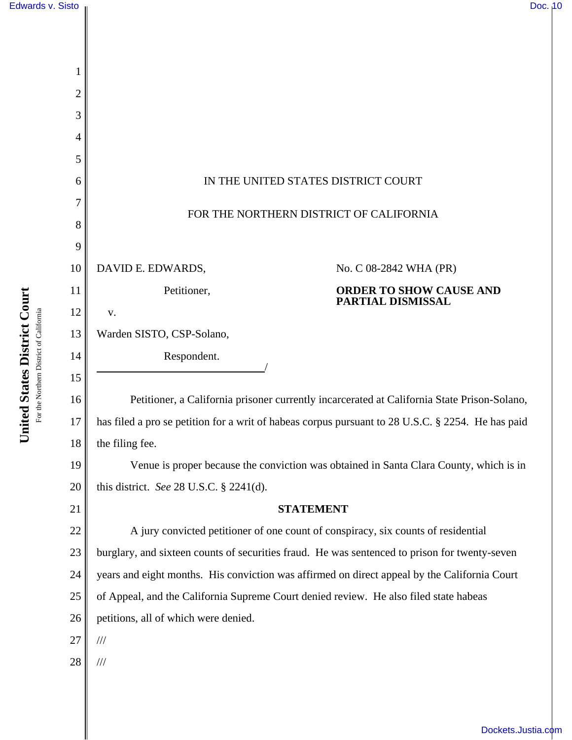IN THE UNITED STATES DISTRICT COURT

FOR THE NORTHERN DISTRICT OF CALIFORNIA

DAVID E. EDWARDS,

Petitioner,

v.

Warden SISTO, CSP-Solano,

Respondent.

/

No. C 08-2842 WHA (PR)

**ORDER TO SHOW CAUSE AND PARTIAL DISMISSAL**

Petitioner, a California prisoner currently incarcerated at California State Prison-Solano, has filed a pro se petition for a writ of habeas corpus pursuant to 28 U.S.C. § 2254. He has paid the filing fee.

Venue is proper because the conviction was obtained in Santa Clara County, which is in this district. *See* 28 U.S.C. § 2241(d).

## STATEMENT

A jury convicted petitioner of one count of conspiracy, six counts of residential burglary, and sixteen counts of securities fraud. He was sentenced to prison for twenty-seven years and eight months. His conviction was affirmed on direct appeal by the California Court of Appeal, and the California Supreme Court denied review. He also filed state habeas petitions, all of which were denied.

///

///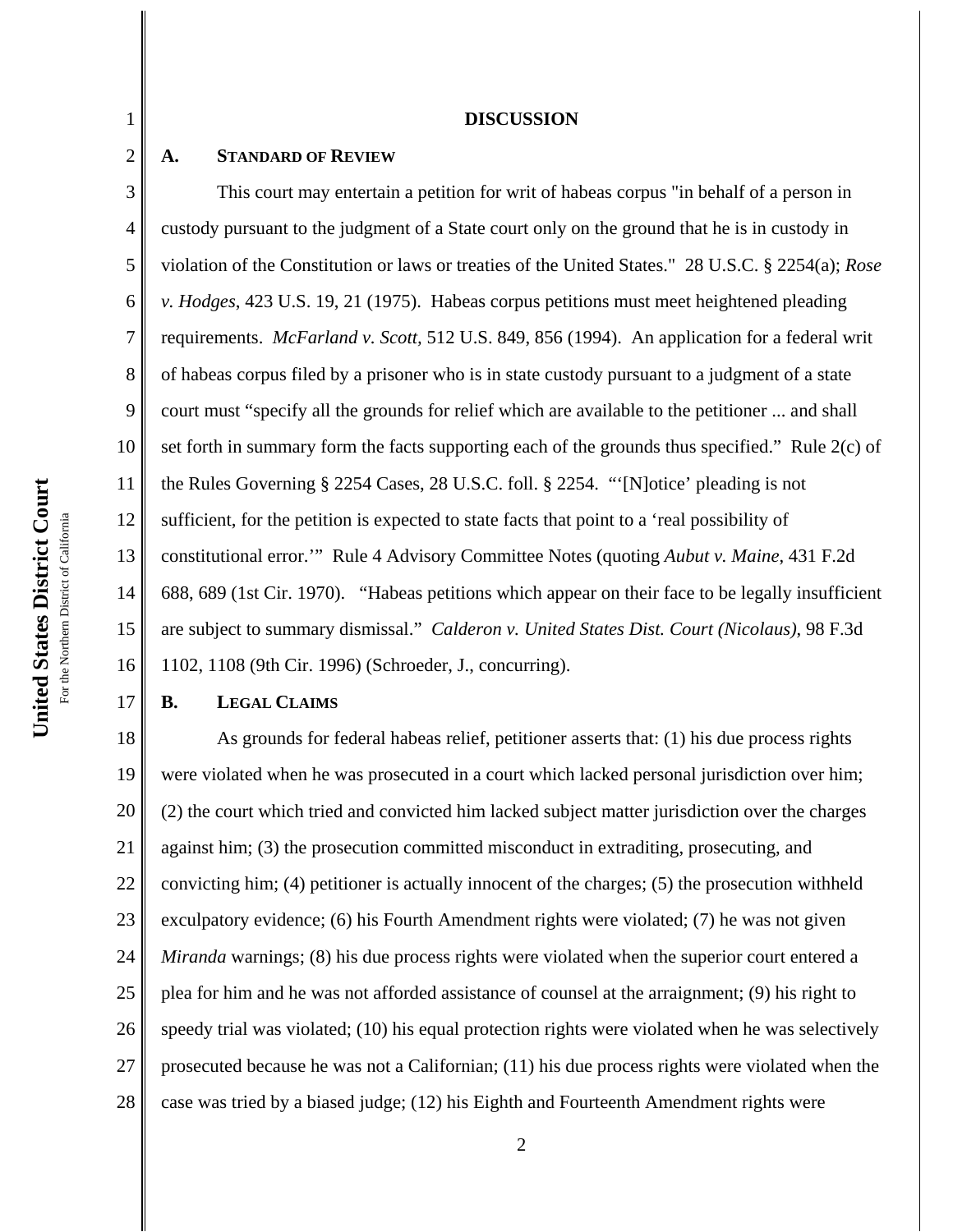## DISCUSSION

### A. Standard of Review

This court may entertain a petition for writ of habeas corpus "in behalf of a person in custody pursuant to the judgment of a State court only on the ground that he is in custody in violation of the Constitution or laws or treaties of the United States." 28 U.S.C. § 2254(a); *Rose v. Hodges*, 423 U.S. 19, 21 (1975). Habeas corpus petitions must meet heightened pleading requirements. *McFarland v. Scott*, 512 U.S. 849, 856 (1994). An application for a federal writ of habeas corpus filed by a prisoner who is in state custody pursuant to a judgment of a state court must "specify all the grounds for relief which are available to the petitioner ... and shall set forth in summary form the facts supporting each of the grounds thus specified." Rule 2(c) of the Rules Governing § 2254 Cases, 28 U.S.C. foll. § 2254. "'[N]otice' pleading is not sufficient, for the petition is expected to state facts that point to a 'real possibility of constitutional error.'" Rule 4 Advisory Committee Notes (quoting *Aubut v. Maine*, 431 F.2d 688, 689 (1st Cir. 1970). "Habeas petitions which appear on their face to be legally insufficient are subject to summary dismissal." *Calderon v. United States Dist. Court (Nicolaus)*, 98 F.3d 1102, 1108 (9th Cir. 1996) (Schroeder, J., concurring).

### B. Legal Claims

As grounds for federal habeas relief, petitioner asserts that: (1) his due process rights were violated when he was prosecuted in a court which lacked personal jurisdiction over him; (2) the court which tried and convicted him lacked subject matter jurisdiction over the charges against him; (3) the prosecution committed misconduct in extraditing, prosecuting, and convicting him; (4) petitioner is actually innocent of the charges; (5) the prosecution withheld exculpatory evidence; (6) his Fourth Amendment rights were violated; (7) he was not given *Miranda* warnings; (8) his due process rights were violated when the superior court entered a plea for him and he was not afforded assistance of counsel at the arraignment; (9) his right to speedy trial was violated; (10) his equal protection rights were violated when he was selectively prosecuted because he was not a Californian; (11) his due process rights were violated when the case was tried by a biased judge; (12) his Eighth and Fourteenth Amendment rights were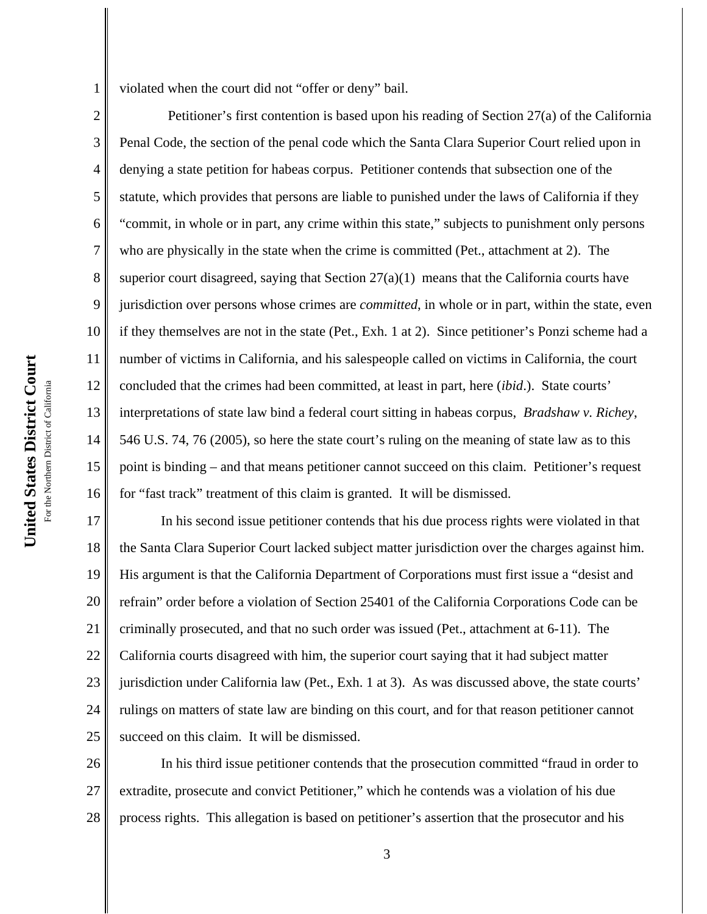violated when the court did not "offer or deny" bail.

Petitioner's first contention is based upon his reading of Section 27(a) of the California Penal Code, the section of the penal code which the Santa Clara Superior Court relied upon in denying a state petition for habeas corpus. Petitioner contends that subsection one of the statute, which provides that persons are liable to punished under the laws of California if they "commit, in whole or in part, any crime within this state," subjects to punishment only persons who are physically in the state when the crime is committed (Pet., attachment at 2). The superior court disagreed, saying that Section 27(a)(1) means that the California courts have jurisdiction over persons whose crimes are *committed*, in whole or in part, within the state, even if they themselves are not in the state (Pet., Exh. 1 at 2). Since petitioner's Ponzi scheme had a number of victims in California, and his salespeople called on victims in California, the court concluded that the crimes had been committed, at least in part, here (*ibid*.). State courts' interpretations of state law bind a federal court sitting in habeas corpus, *Bradshaw v. Richey*, 546 U.S. 74, 76 (2005), so here the state court's ruling on the meaning of state law as to this point is binding – and that means petitioner cannot succeed on this claim. Petitioner's request for "fast track" treatment of this claim is granted. It will be dismissed.

In his second issue petitioner contends that his due process rights were violated in that the Santa Clara Superior Court lacked subject matter jurisdiction over the charges against him. His argument is that the California Department of Corporations must first issue a "desist and refrain" order before a violation of Section 25401 of the California Corporations Code can be criminally prosecuted, and that no such order was issued (Pet., attachment at 6-11). The California courts disagreed with him, the superior court saying that it had subject matter jurisdiction under California law (Pet., Exh. 1 at 3). As was discussed above, the state courts' rulings on matters of state law are binding on this court, and for that reason petitioner cannot succeed on this claim. It will be dismissed.

In his third issue petitioner contends that the prosecution committed "fraud in order to extradite, prosecute and convict Petitioner," which he contends was a violation of his due process rights. This allegation is based on petitioner's assertion that the prosecutor and his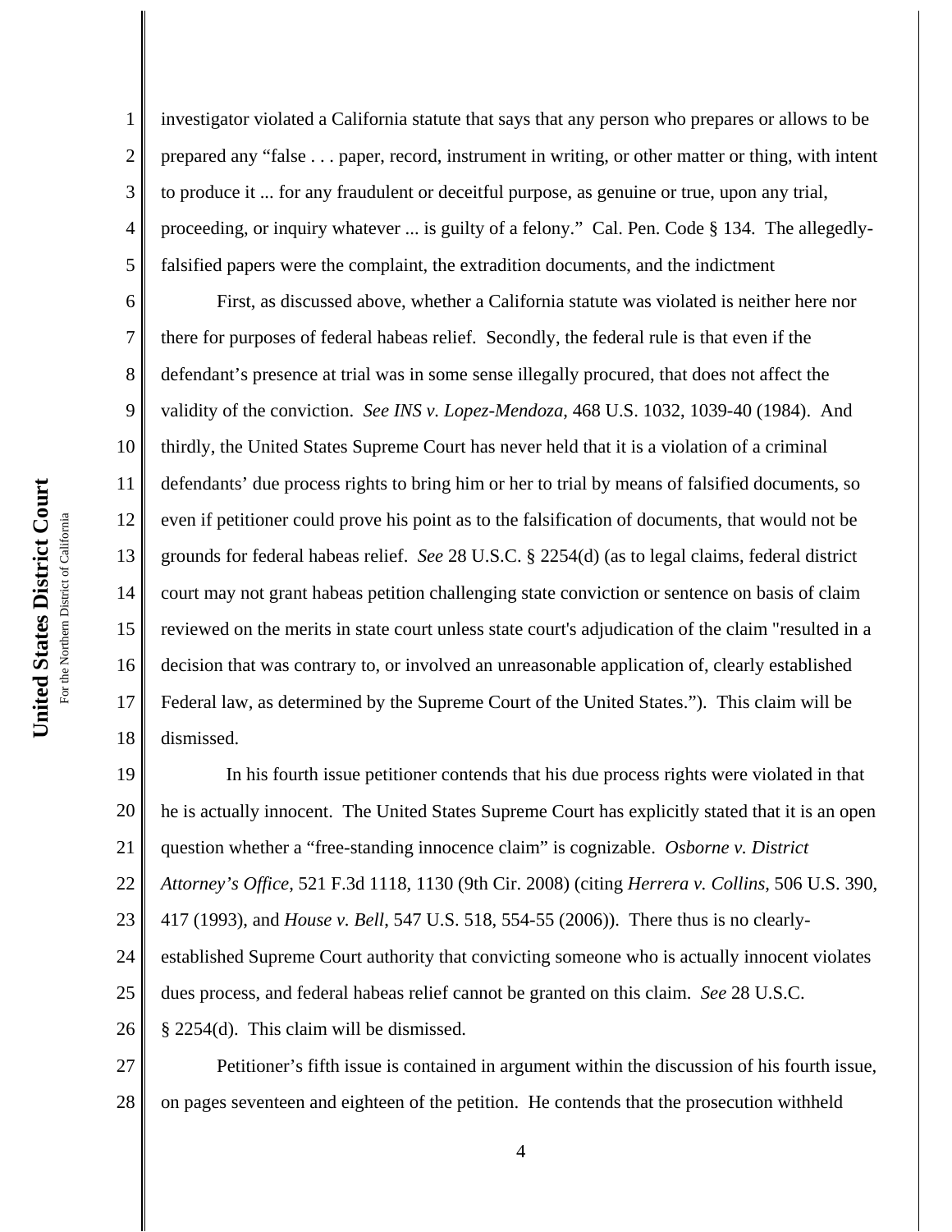investigator violated a California statute that says that any person who prepares or allows to be prepared any "false . . . paper, record, instrument in writing, or other matter or thing, with intent to produce it ... for any fraudulent or deceitful purpose, as genuine or true, upon any trial, proceeding, or inquiry whatever ... is guilty of a felony." Cal. Pen. Code § 134. The allegedly-falsified papers were the complaint, the extradition documents, and the indictment

First, as discussed above, whether a California statute was violated is neither here nor there for purposes of federal habeas relief. Secondly, the federal rule is that even if the defendant's presence at trial was in some sense illegally procured, that does not affect the validity of the conviction. *See INS v. Lopez-Mendoza*, 468 U.S. 1032, 1039-40 (1984). And thirdly, the United States Supreme Court has never held that it is a violation of a criminal defendants' due process rights to bring him or her to trial by means of falsified documents, so even if petitioner could prove his point as to the falsification of documents, that would not be grounds for federal habeas relief. *See* 28 U.S.C. § 2254(d) (as to legal claims, federal district court may not grant habeas petition challenging state conviction or sentence on basis of claim reviewed on the merits in state court unless state court's adjudication of the claim "resulted in a decision that was contrary to, or involved an unreasonable application of, clearly established Federal law, as determined by the Supreme Court of the United States."). This claim will be dismissed.

In his fourth issue petitioner contends that his due process rights were violated in that he is actually innocent. The United States Supreme Court has explicitly stated that it is an open question whether a "free-standing innocence claim" is cognizable. *Osborne v. District Attorney's Office*, 521 F.3d 1118, 1130 (9th Cir. 2008) (citing *Herrera v. Collins*, 506 U.S. 390, 417 (1993), and *House v. Bell*, 547 U.S. 518, 554-55 (2006)). There thus is no clearly-established Supreme Court authority that convicting someone who is actually innocent violates dues process, and federal habeas relief cannot be granted on this claim. *See* 28 U.S.C. § 2254(d). This claim will be dismissed.

Petitioner's fifth issue is contained in argument within the discussion of his fourth issue, on pages seventeen and eighteen of the petition. He contends that the prosecution withheld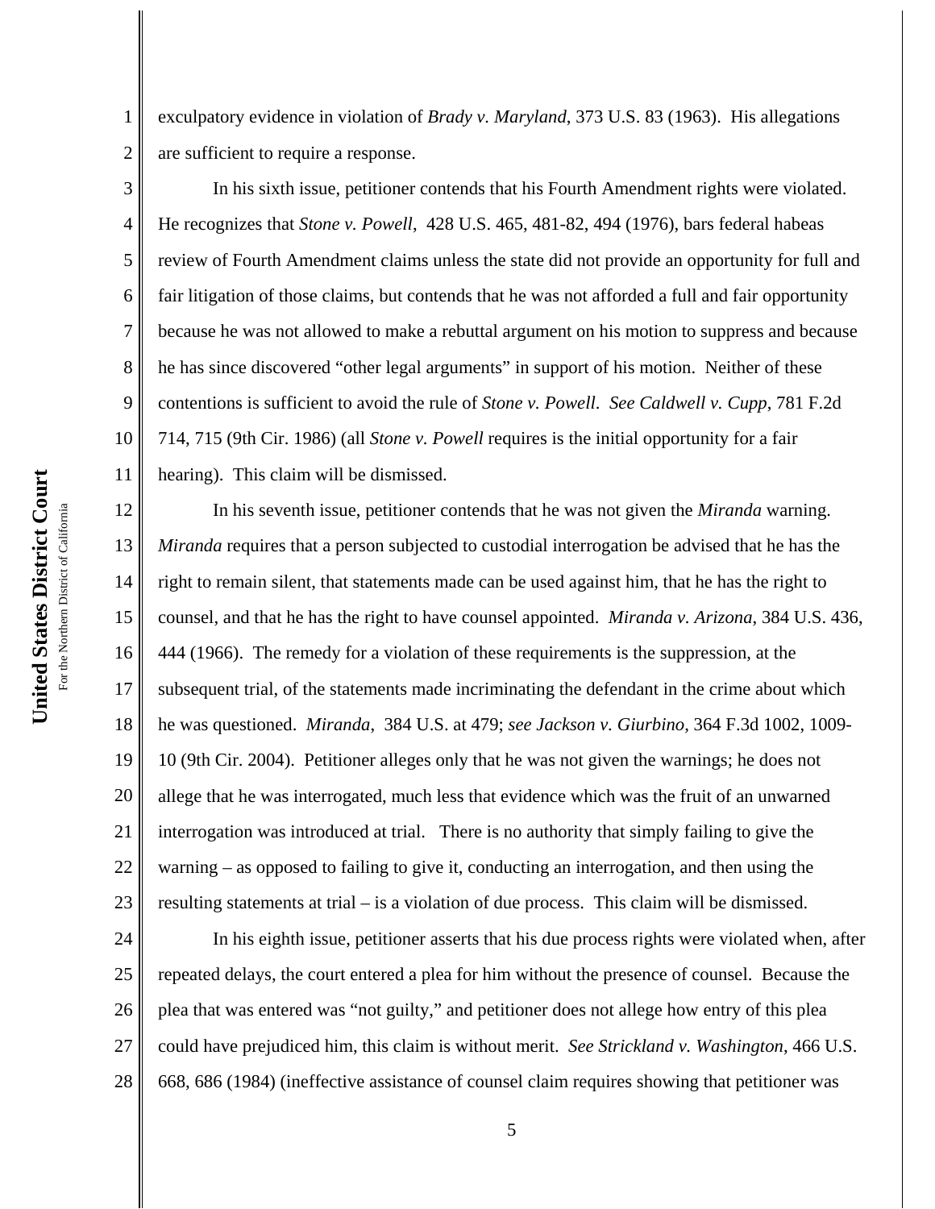exculpatory evidence in violation of *Brady v. Maryland*, 373 U.S. 83 (1963). His allegations are sufficient to require a response.

In his sixth issue, petitioner contends that his Fourth Amendment rights were violated. He recognizes that *Stone v. Powell*, 428 U.S. 465, 481-82, 494 (1976), bars federal habeas review of Fourth Amendment claims unless the state did not provide an opportunity for full and fair litigation of those claims, but contends that he was not afforded a full and fair opportunity because he was not allowed to make a rebuttal argument on his motion to suppress and because he has since discovered "other legal arguments" in support of his motion. Neither of these contentions is sufficient to avoid the rule of *Stone v. Powell*. *See Caldwell v. Cupp*, 781 F.2d 714, 715 (9th Cir. 1986) (all *Stone v. Powell* requires is the initial opportunity for a fair hearing). This claim will be dismissed.

In his seventh issue, petitioner contends that he was not given the *Miranda* warning. *Miranda* requires that a person subjected to custodial interrogation be advised that he has the right to remain silent, that statements made can be used against him, that he has the right to counsel, and that he has the right to have counsel appointed. *Miranda v. Arizona*, 384 U.S. 436, 444 (1966). The remedy for a violation of these requirements is the suppression, at the subsequent trial, of the statements made incriminating the defendant in the crime about which he was questioned. *Miranda*, 384 U.S. at 479; *see Jackson v. Giurbino*, 364 F.3d 1002, 1009-10 (9th Cir. 2004). Petitioner alleges only that he was not given the warnings; he does not allege that he was interrogated, much less that evidence which was the fruit of an unwarned interrogation was introduced at trial. There is no authority that simply failing to give the warning – as opposed to failing to give it, conducting an interrogation, and then using the resulting statements at trial – is a violation of due process. This claim will be dismissed.

In his eighth issue, petitioner asserts that his due process rights were violated when, after repeated delays, the court entered a plea for him without the presence of counsel. Because the plea that was entered was "not guilty," and petitioner does not allege how entry of this plea could have prejudiced him, this claim is without merit. *See Strickland v. Washington*, 466 U.S. 668, 686 (1984) (ineffective assistance of counsel claim requires showing that petitioner was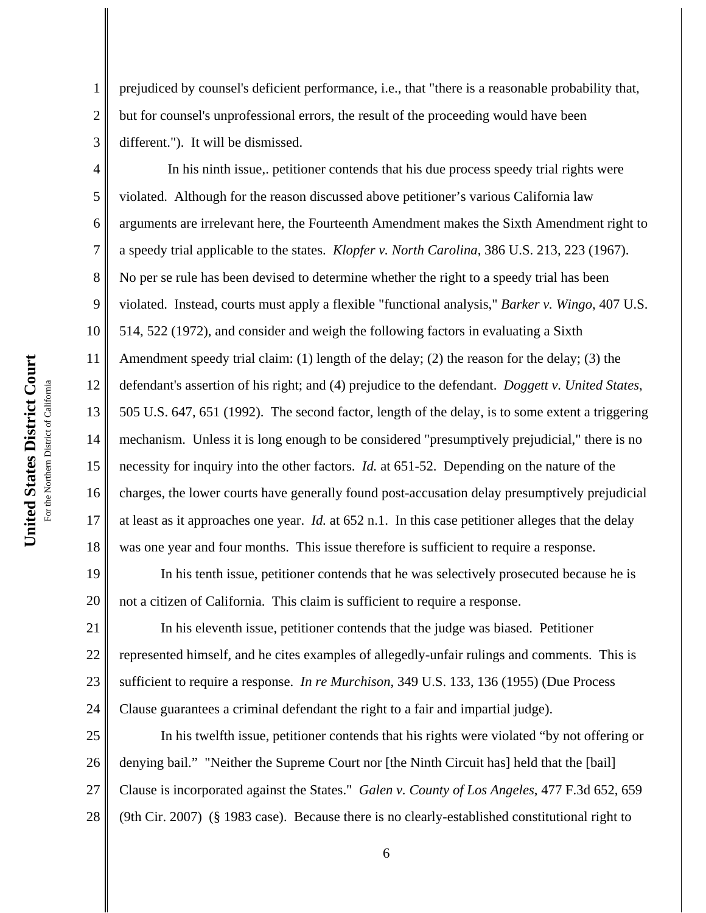prejudiced by counsel's deficient performance, i.e., that "there is a reasonable probability that, but for counsel's unprofessional errors, the result of the proceeding would have been different."). It will be dismissed.

In his ninth issue,. petitioner contends that his due process speedy trial rights were violated. Although for the reason discussed above petitioner's various California law arguments are irrelevant here, the Fourteenth Amendment makes the Sixth Amendment right to a speedy trial applicable to the states. *Klopfer v. North Carolina*, 386 U.S. 213, 223 (1967). No per se rule has been devised to determine whether the right to a speedy trial has been violated. Instead, courts must apply a flexible "functional analysis," *Barker v. Wingo*, 407 U.S. 514, 522 (1972), and consider and weigh the following factors in evaluating a Sixth Amendment speedy trial claim: (1) length of the delay; (2) the reason for the delay; (3) the defendant's assertion of his right; and (4) prejudice to the defendant. *Doggett v. United States*, 505 U.S. 647, 651 (1992). The second factor, length of the delay, is to some extent a triggering mechanism. Unless it is long enough to be considered "presumptively prejudicial," there is no necessity for inquiry into the other factors. *Id.* at 651-52. Depending on the nature of the charges, the lower courts have generally found post-accusation delay presumptively prejudicial at least as it approaches one year. *Id.* at 652 n.1. In this case petitioner alleges that the delay was one year and four months. This issue therefore is sufficient to require a response.

In his tenth issue, petitioner contends that he was selectively prosecuted because he is not a citizen of California. This claim is sufficient to require a response.

In his eleventh issue, petitioner contends that the judge was biased. Petitioner represented himself, and he cites examples of allegedly-unfair rulings and comments. This is sufficient to require a response. *In re Murchison*, 349 U.S. 133, 136 (1955) (Due Process Clause guarantees a criminal defendant the right to a fair and impartial judge).

In his twelfth issue, petitioner contends that his rights were violated "by not offering or denying bail." "Neither the Supreme Court nor [the Ninth Circuit has] held that the [bail] Clause is incorporated against the States." *Galen v. County of Los Angeles*, 477 F.3d 652, 659 (9th Cir. 2007) (§ 1983 case). Because there is no clearly-established constitutional right to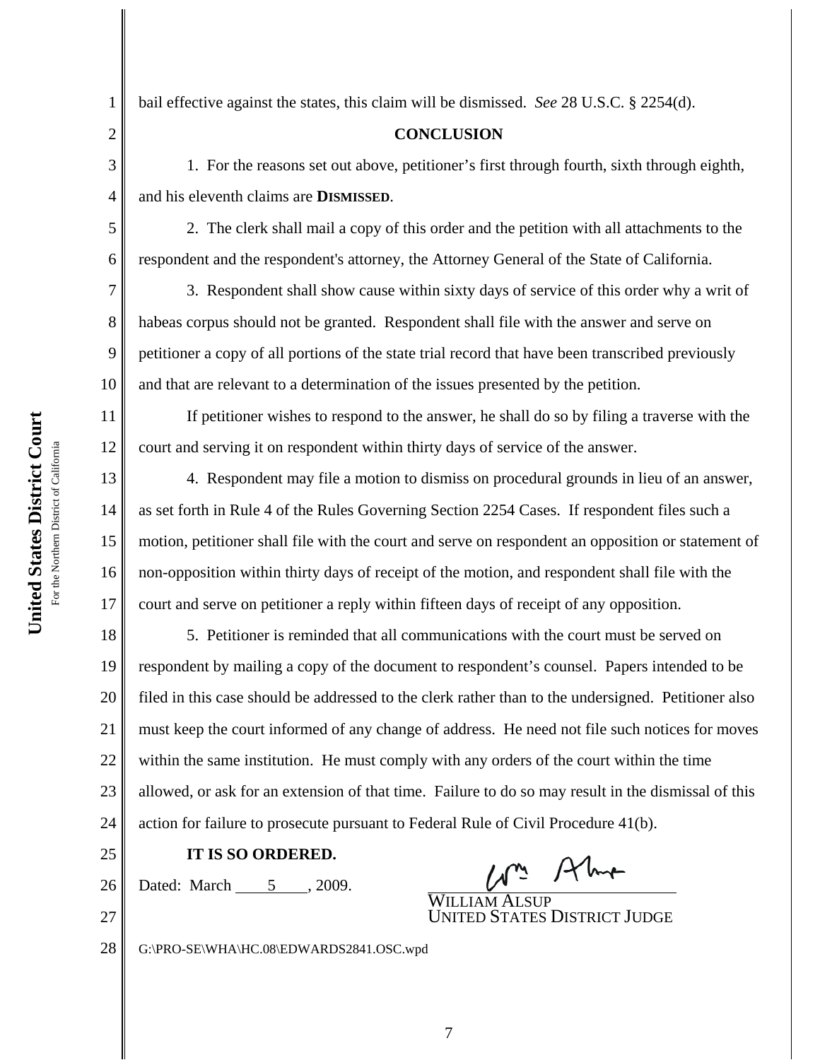bail effective against the states, this claim will be dismissed. *See* 28 U.S.C. § 2254(d).

## CONCLUSION

1. For the reasons set out above, petitioner's first through fourth, sixth through eighth, and his eleventh claims are **DISMISSED**.

2. The clerk shall mail a copy of this order and the petition with all attachments to the respondent and the respondent's attorney, the Attorney General of the State of California.

3. Respondent shall show cause within sixty days of service of this order why a writ of habeas corpus should not be granted. Respondent shall file with the answer and serve on petitioner a copy of all portions of the state trial record that have been transcribed previously and that are relevant to a determination of the issues presented by the petition.

If petitioner wishes to respond to the answer, he shall do so by filing a traverse with the court and serving it on respondent within thirty days of service of the answer.

4. Respondent may file a motion to dismiss on procedural grounds in lieu of an answer, as set forth in Rule 4 of the Rules Governing Section 2254 Cases. If respondent files such a motion, petitioner shall file with the court and serve on respondent an opposition or statement of non-opposition within thirty days of receipt of the motion, and respondent shall file with the court and serve on petitioner a reply within fifteen days of receipt of any opposition.

5. Petitioner is reminded that all communications with the court must be served on respondent by mailing a copy of the document to respondent's counsel. Papers intended to be filed in this case should be addressed to the clerk rather than to the undersigned. Petitioner also must keep the court informed of any change of address. He need not file such notices for moves within the same institution. He must comply with any orders of the court within the time allowed, or ask for an extension of that time. Failure to do so may result in the dismissal of this action for failure to prosecute pursuant to Federal Rule of Civil Procedure 41(b).

**IT IS SO ORDERED.**

Dated: March 5, 2009.

WILLIAM ALSUP
UNITED STATES DISTRICT JUDGE

G:\PRO-SE\WHA\HC.08\EDWARDS2841.OSC.wpd